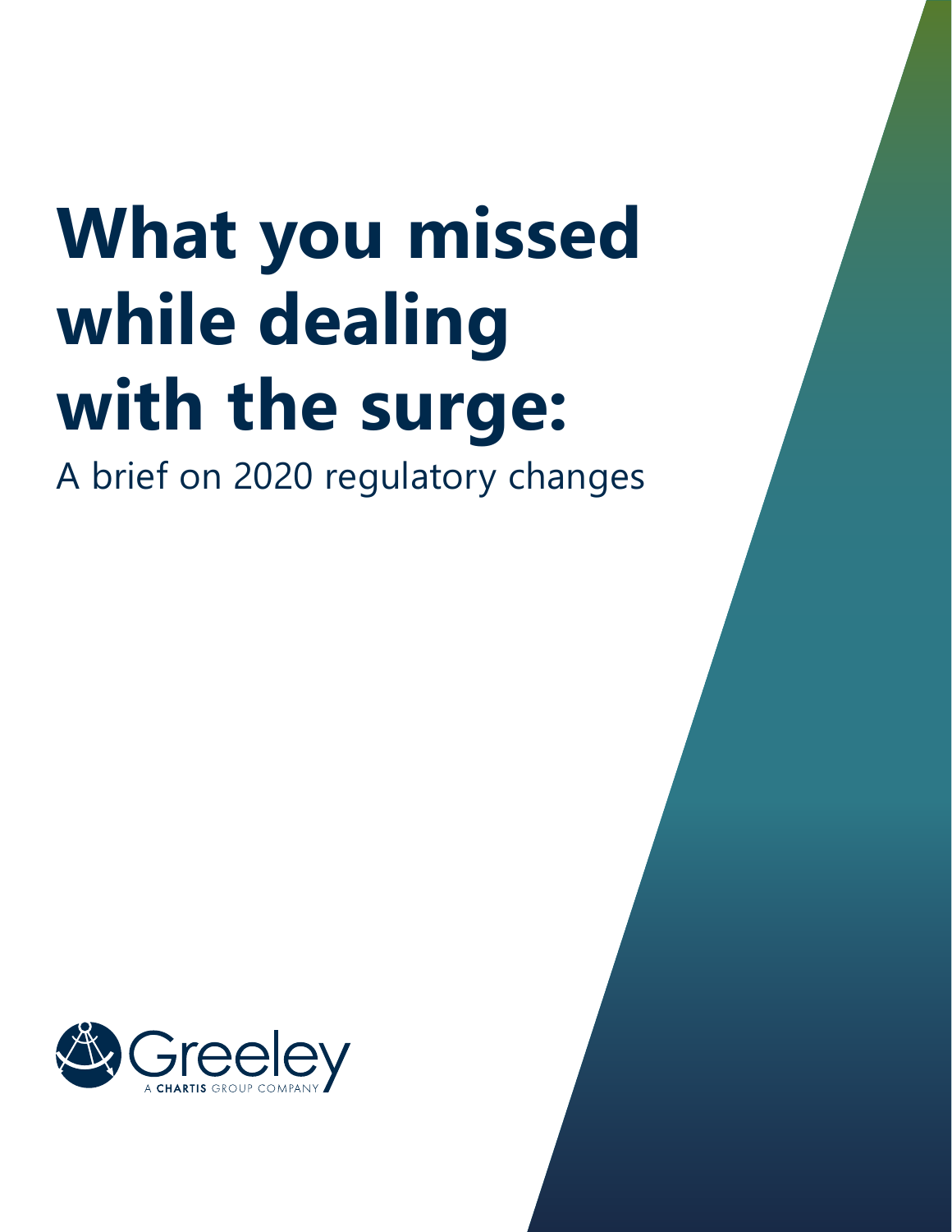# What you missed while dealing with the surge:

A brief on 2020 regulatory changes

Greeley

A CHARTIS GROUP COMPANY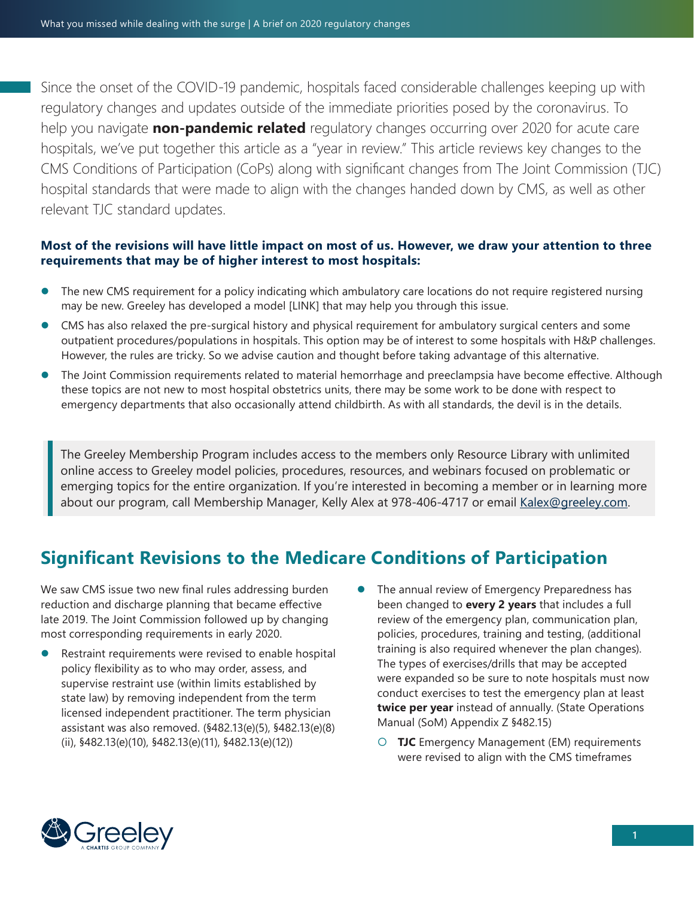Since the onset of the COVID-19 pandemic, hospitals faced considerable challenges keeping up with regulatory changes and updates outside of the immediate priorities posed by the coronavirus. To help you navigate **non-pandemic related** regulatory changes occurring over 2020 for acute care hospitals, we've put together this article as a "year in review." This article reviews key changes to the CMS Conditions of Participation (CoPs) along with significant changes from The Joint Commission (TJC) hospital standards that were made to align with the changes handed down by CMS, as well as other relevant TJC standard updates.

**Most of the revisions will have little impact on most of us. However, we draw your attention to three requirements that may be of higher interest to most hospitals:**

- The new CMS requirement for a policy indicating which ambulatory care locations do not require registered nursing may be new. Greeley has developed a model [LINK] that may help you through this issue.
- CMS has also relaxed the pre-surgical history and physical requirement for ambulatory surgical centers and some outpatient procedures/populations in hospitals. This option may be of interest to some hospitals with H&P challenges. However, the rules are tricky. So we advise caution and thought before taking advantage of this alternative.
- The Joint Commission requirements related to material hemorrhage and preeclampsia have become effective. Although these topics are not new to most hospital obstetrics units, there may be some work to be done with respect to emergency departments that also occasionally attend childbirth. As with all standards, the devil is in the details.

> The Greeley Membership Program includes access to the members only Resource Library with unlimited online access to Greeley model policies, procedures, resources, and webinars focused on problematic or emerging topics for the entire organization. If you're interested in becoming a member or in learning more about our program, call Membership Manager, Kelly Alex at 978-406-4717 or email Kalex@greeley.com.

## Significant Revisions to the Medicare Conditions of Participation

We saw CMS issue two new final rules addressing burden reduction and discharge planning that became effective late 2019. The Joint Commission followed up by changing most corresponding requirements in early 2020.

- Restraint requirements were revised to enable hospital policy flexibility as to who may order, assess, and supervise restraint use (within limits established by state law) by removing independent from the term licensed independent practitioner. The term physician assistant was also removed. (§482.13(e)(5), §482.13(e)(8)(ii), §482.13(e)(10), §482.13(e)(11), §482.13(e)(12))
- The annual review of Emergency Preparedness has been changed to **every 2 years** that includes a full review of the emergency plan, communication plan, policies, procedures, training and testing, (additional training is also required whenever the plan changes). The types of exercises/drills that may be accepted were expanded so be sure to note hospitals must now conduct exercises to test the emergency plan at least **twice per year** instead of annually. (State Operations Manual (SoM) Appendix Z §482.15)
  - **TJC** Emergency Management (EM) requirements were revised to align with the CMS timeframes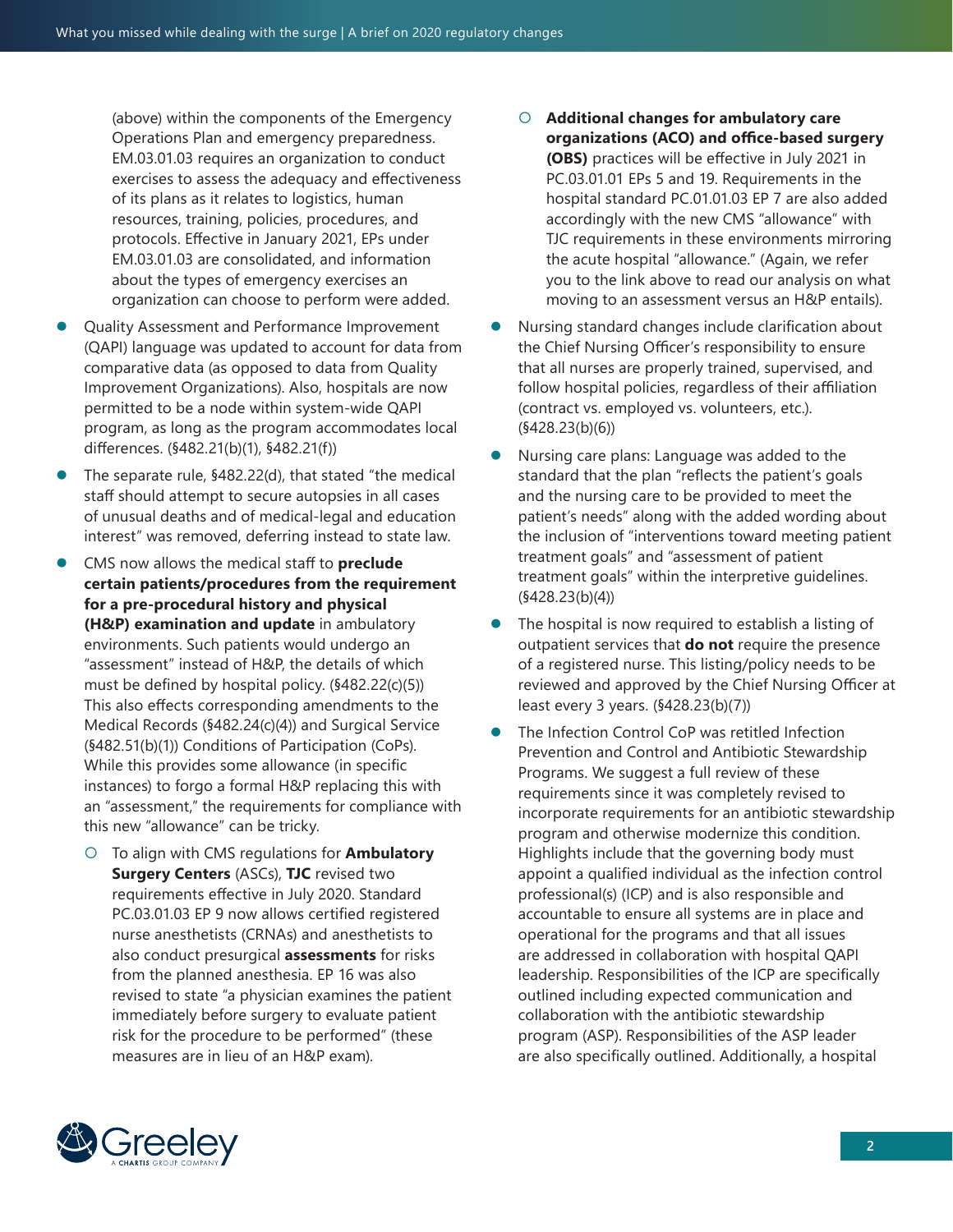(above) within the components of the Emergency Operations Plan and emergency preparedness. EM.03.01.03 requires an organization to conduct exercises to assess the adequacy and effectiveness of its plans as it relates to logistics, human resources, training, policies, procedures, and protocols. Effective in January 2021, EPs under EM.03.01.03 are consolidated, and information about the types of emergency exercises an organization can choose to perform were added.

- Quality Assessment and Performance Improvement (QAPI) language was updated to account for data from comparative data (as opposed to data from Quality Improvement Organizations). Also, hospitals are now permitted to be a node within system-wide QAPI program, as long as the program accommodates local differences. (§482.21(b)(1), §482.21(f))
- The separate rule, §482.22(d), that stated "the medical staff should attempt to secure autopsies in all cases of unusual deaths and of medical-legal and education interest" was removed, deferring instead to state law.
- CMS now allows the medical staff to **preclude certain patients/procedures from the requirement for a pre-procedural history and physical (H&P) examination and update** in ambulatory environments. Such patients would undergo an "assessment" instead of H&P, the details of which must be defined by hospital policy. (§482.22(c)(5)) This also effects corresponding amendments to the Medical Records (§482.24(c)(4)) and Surgical Service (§482.51(b)(1)) Conditions of Participation (CoPs). While this provides some allowance (in specific instances) to forgo a formal H&P replacing this with an "assessment," the requirements for compliance with this new "allowance" can be tricky.
  - To align with CMS regulations for **Ambulatory Surgery Centers** (ASCs), **TJC** revised two requirements effective in July 2020. Standard PC.03.01.03 EP 9 now allows certified registered nurse anesthetists (CRNAs) and anesthetists to also conduct presurgical **assessments** for risks from the planned anesthesia. EP 16 was also revised to state "a physician examines the patient immediately before surgery to evaluate patient risk for the procedure to be performed" (these measures are in lieu of an H&P exam).
  - **Additional changes for ambulatory care organizations (ACO) and office-based surgery (OBS)** practices will be effective in July 2021 in PC.03.01.01 EPs 5 and 19. Requirements in the hospital standard PC.01.01.03 EP 7 are also added accordingly with the new CMS "allowance" with TJC requirements in these environments mirroring the acute hospital "allowance." (Again, we refer you to the link above to read our analysis on what moving to an assessment versus an H&P entails).
- Nursing standard changes include clarification about the Chief Nursing Officer's responsibility to ensure that all nurses are properly trained, supervised, and follow hospital policies, regardless of their affiliation (contract vs. employed vs. volunteers, etc.). (§428.23(b)(6))
- Nursing care plans: Language was added to the standard that the plan "reflects the patient's goals and the nursing care to be provided to meet the patient's needs" along with the added wording about the inclusion of "interventions toward meeting patient treatment goals" and "assessment of patient treatment goals" within the interpretive guidelines. (§428.23(b)(4))
- The hospital is now required to establish a listing of outpatient services that **do not** require the presence of a registered nurse. This listing/policy needs to be reviewed and approved by the Chief Nursing Officer at least every 3 years. (§428.23(b)(7))
- The Infection Control CoP was retitled Infection Prevention and Control and Antibiotic Stewardship Programs. We suggest a full review of these requirements since it was completely revised to incorporate requirements for an antibiotic stewardship program and otherwise modernize this condition. Highlights include that the governing body must appoint a qualified individual as the infection control professional(s) (ICP) and is also responsible and accountable to ensure all systems are in place and operational for the programs and that all issues are addressed in collaboration with hospital QAPI leadership. Responsibilities of the ICP are specifically outlined including expected communication and collaboration with the antibiotic stewardship program (ASP). Responsibilities of the ASP leader are also specifically outlined. Additionally, a hospital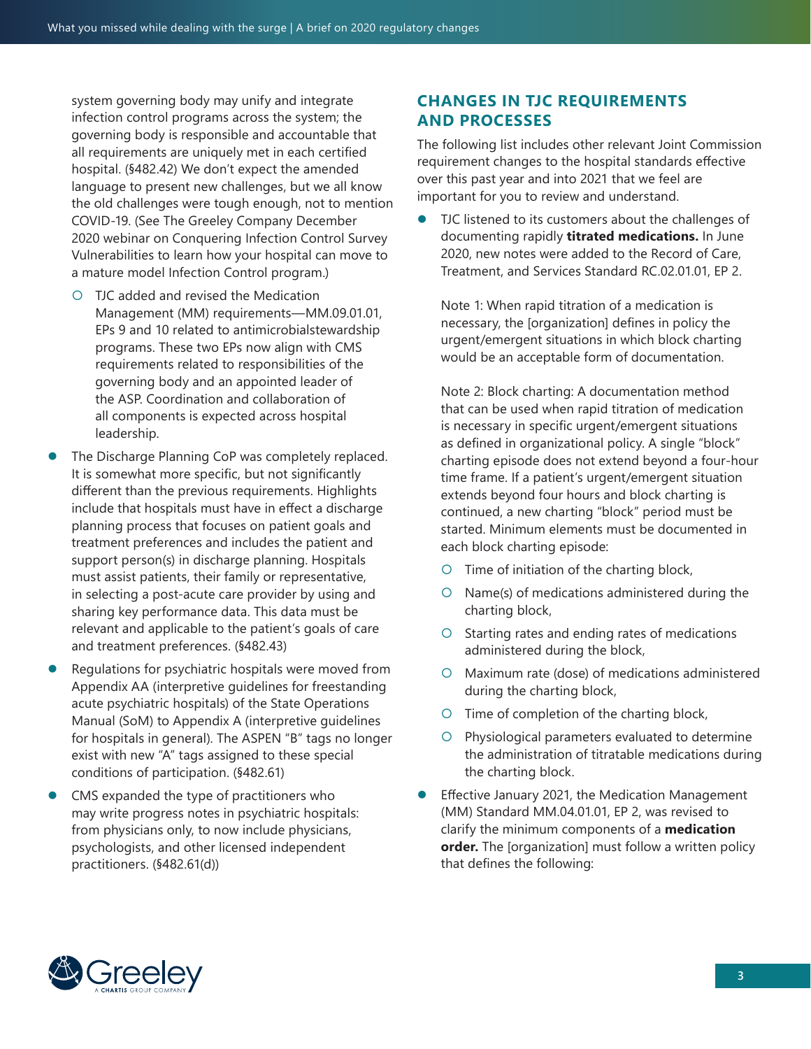system governing body may unify and integrate infection control programs across the system; the governing body is responsible and accountable that all requirements are uniquely met in each certified hospital. (§482.42) We don't expect the amended language to present new challenges, but we all know the old challenges were tough enough, not to mention COVID-19. (See The Greeley Company December 2020 webinar on Conquering Infection Control Survey Vulnerabilities to learn how your hospital can move to a mature model Infection Control program.)

  - TJC added and revised the Medication Management (MM) requirements—MM.09.01.01, EPs 9 and 10 related to antimicrobialstewardship programs. These two EPs now align with CMS requirements related to responsibilities of the governing body and an appointed leader of the ASP. Coordination and collaboration of all components is expected across hospital leadership.

- The Discharge Planning CoP was completely replaced. It is somewhat more specific, but not significantly different than the previous requirements. Highlights include that hospitals must have in effect a discharge planning process that focuses on patient goals and treatment preferences and includes the patient and support person(s) in discharge planning. Hospitals must assist patients, their family or representative, in selecting a post-acute care provider by using and sharing key performance data. This data must be relevant and applicable to the patient's goals of care and treatment preferences. (§482.43)
- Regulations for psychiatric hospitals were moved from Appendix AA (interpretive guidelines for freestanding acute psychiatric hospitals) of the State Operations Manual (SoM) to Appendix A (interpretive guidelines for hospitals in general). The ASPEN "B" tags no longer exist with new "A" tags assigned to these special conditions of participation. (§482.61)
- CMS expanded the type of practitioners who may write progress notes in psychiatric hospitals: from physicians only, to now include physicians, psychologists, and other licensed independent practitioners. (§482.61(d))

## CHANGES IN TJC REQUIREMENTS AND PROCESSES

The following list includes other relevant Joint Commission requirement changes to the hospital standards effective over this past year and into 2021 that we feel are important for you to review and understand.

- TJC listened to its customers about the challenges of documenting rapidly **titrated medications.** In June 2020, new notes were added to the Record of Care, Treatment, and Services Standard RC.02.01.01, EP 2.

  Note 1: When rapid titration of a medication is necessary, the [organization] defines in policy the urgent/emergent situations in which block charting would be an acceptable form of documentation.

  Note 2: Block charting: A documentation method that can be used when rapid titration of medication is necessary in specific urgent/emergent situations as defined in organizational policy. A single "block" charting episode does not extend beyond a four-hour time frame. If a patient's urgent/emergent situation extends beyond four hours and block charting is continued, a new charting "block" period must be started. Minimum elements must be documented in each block charting episode:

  - Time of initiation of the charting block,
  - Name(s) of medications administered during the charting block,
  - Starting rates and ending rates of medications administered during the block,
  - Maximum rate (dose) of medications administered during the charting block,
  - Time of completion of the charting block,
  - Physiological parameters evaluated to determine the administration of titratable medications during the charting block.

- Effective January 2021, the Medication Management (MM) Standard MM.04.01.01, EP 2, was revised to clarify the minimum components of a **medication order.** The [organization] must follow a written policy that defines the following: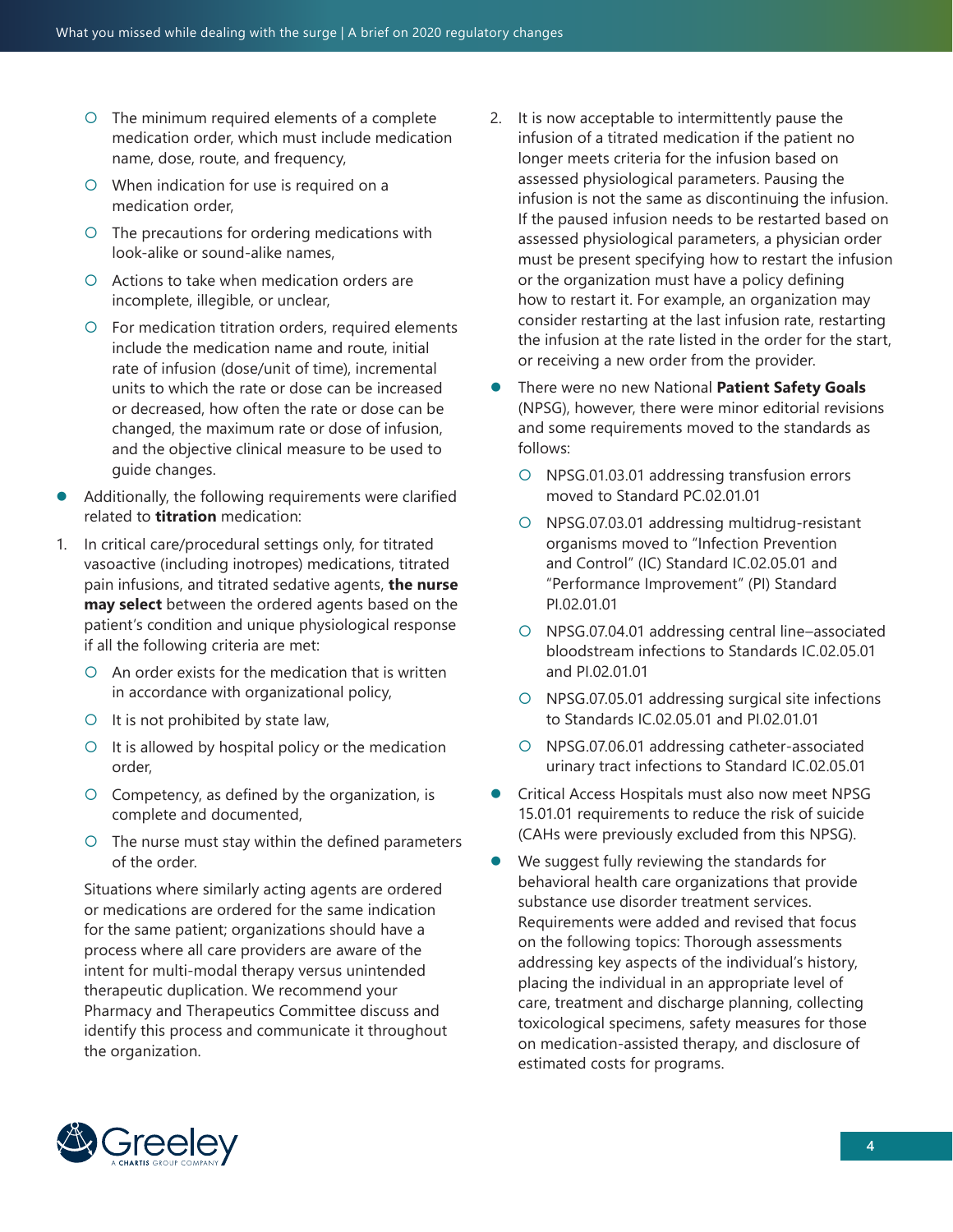- The minimum required elements of a complete medication order, which must include medication name, dose, route, and frequency,
- When indication for use is required on a medication order,
- The precautions for ordering medications with look-alike or sound-alike names,
- Actions to take when medication orders are incomplete, illegible, or unclear,
- For medication titration orders, required elements include the medication name and route, initial rate of infusion (dose/unit of time), incremental units to which the rate or dose can be increased or decreased, how often the rate or dose can be changed, the maximum rate or dose of infusion, and the objective clinical measure to be used to guide changes.

- Additionally, the following requirements were clarified related to **titration** medication:

1. In critical care/procedural settings only, for titrated vasoactive (including inotropes) medications, titrated pain infusions, and titrated sedative agents, **the nurse may select** between the ordered agents based on the patient's condition and unique physiological response if all the following criteria are met:
   - An order exists for the medication that is written in accordance with organizational policy,
   - It is not prohibited by state law,
   - It is allowed by hospital policy or the medication order,
   - Competency, as defined by the organization, is complete and documented,
   - The nurse must stay within the defined parameters of the order.

   Situations where similarly acting agents are ordered or medications are ordered for the same indication for the same patient; organizations should have a process where all care providers are aware of the intent for multi-modal therapy versus unintended therapeutic duplication. We recommend your Pharmacy and Therapeutics Committee discuss and identify this process and communicate it throughout the organization.

2. It is now acceptable to intermittently pause the infusion of a titrated medication if the patient no longer meets criteria for the infusion based on assessed physiological parameters. Pausing the infusion is not the same as discontinuing the infusion. If the paused infusion needs to be restarted based on assessed physiological parameters, a physician order must be present specifying how to restart the infusion or the organization must have a policy defining how to restart it. For example, an organization may consider restarting at the last infusion rate, restarting the infusion at the rate listed in the order for the start, or receiving a new order from the provider.

- There were no new National **Patient Safety Goals** (NPSG), however, there were minor editorial revisions and some requirements moved to the standards as follows:
  - NPSG.01.03.01 addressing transfusion errors moved to Standard PC.02.01.01
  - NPSG.07.03.01 addressing multidrug-resistant organisms moved to "Infection Prevention and Control" (IC) Standard IC.02.05.01 and "Performance Improvement" (PI) Standard PI.02.01.01
  - NPSG.07.04.01 addressing central line–associated bloodstream infections to Standards IC.02.05.01 and PI.02.01.01
  - NPSG.07.05.01 addressing surgical site infections to Standards IC.02.05.01 and PI.02.01.01
  - NPSG.07.06.01 addressing catheter-associated urinary tract infections to Standard IC.02.05.01
- Critical Access Hospitals must also now meet NPSG 15.01.01 requirements to reduce the risk of suicide (CAHs were previously excluded from this NPSG).
- We suggest fully reviewing the standards for behavioral health care organizations that provide substance use disorder treatment services. Requirements were added and revised that focus on the following topics: Thorough assessments addressing key aspects of the individual's history, placing the individual in an appropriate level of care, treatment and discharge planning, collecting toxicological specimens, safety measures for those on medication-assisted therapy, and disclosure of estimated costs for programs.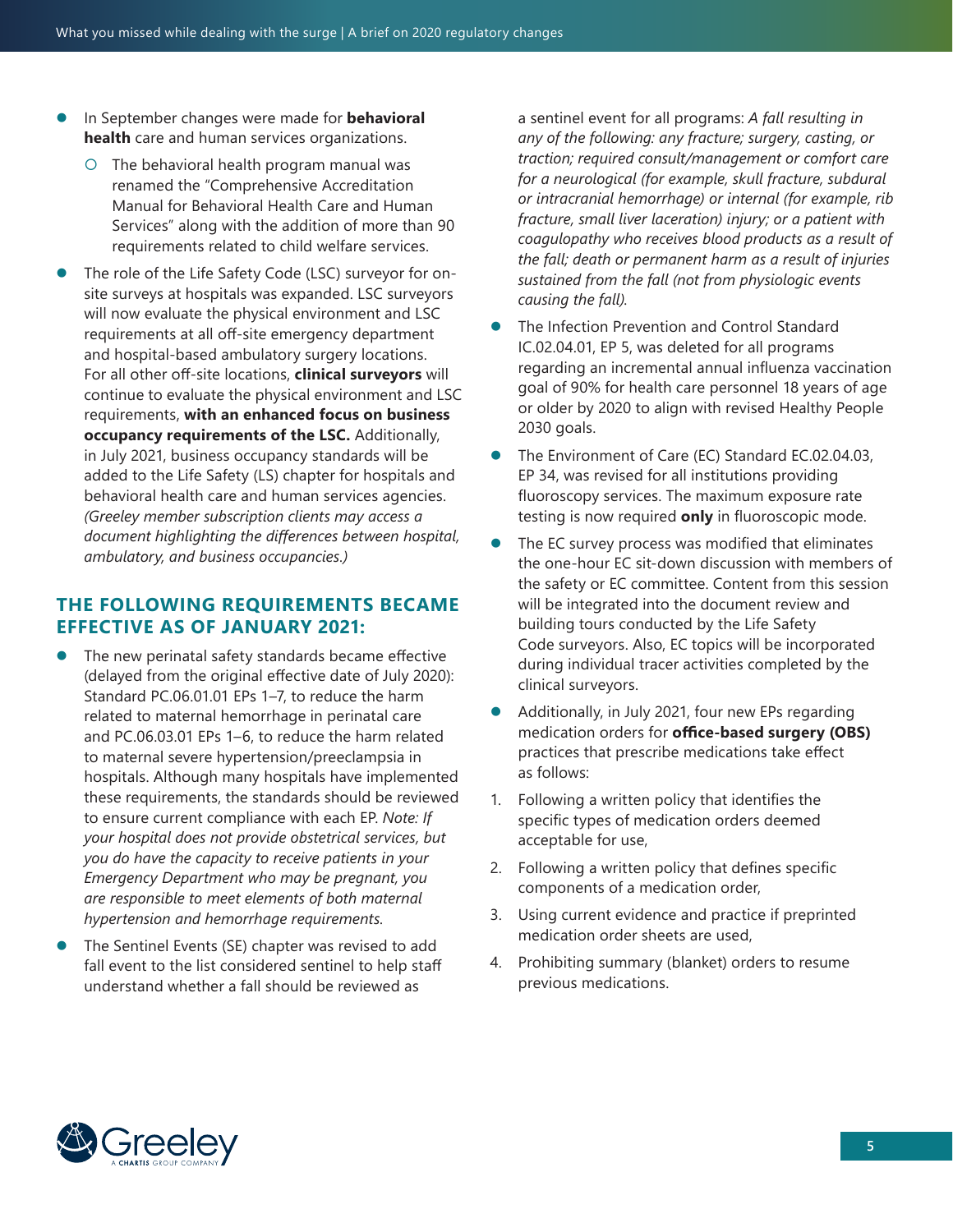- In September changes were made for **behavioral health** care and human services organizations.
  - The behavioral health program manual was renamed the "Comprehensive Accreditation Manual for Behavioral Health Care and Human Services" along with the addition of more than 90 requirements related to child welfare services.
- The role of the Life Safety Code (LSC) surveyor for on-site surveys at hospitals was expanded. LSC surveyors will now evaluate the physical environment and LSC requirements at all off-site emergency department and hospital-based ambulatory surgery locations. For all other off-site locations, **clinical surveyors** will continue to evaluate the physical environment and LSC requirements, **with an enhanced focus on business occupancy requirements of the LSC.** Additionally, in July 2021, business occupancy standards will be added to the Life Safety (LS) chapter for hospitals and behavioral health care and human services agencies. *(Greeley member subscription clients may access a document highlighting the differences between hospital, ambulatory, and business occupancies.)*

## THE FOLLOWING REQUIREMENTS BECAME EFFECTIVE AS OF JANUARY 2021:

- The new perinatal safety standards became effective (delayed from the original effective date of July 2020): Standard PC.06.01.01 EPs 1–7, to reduce the harm related to maternal hemorrhage in perinatal care and PC.06.03.01 EPs 1–6, to reduce the harm related to maternal severe hypertension/preeclampsia in hospitals. Although many hospitals have implemented these requirements, the standards should be reviewed to ensure current compliance with each EP. *Note: If your hospital does not provide obstetrical services, but you do have the capacity to receive patients in your Emergency Department who may be pregnant, you are responsible to meet elements of both maternal hypertension and hemorrhage requirements.*
- The Sentinel Events (SE) chapter was revised to add fall event to the list considered sentinel to help staff understand whether a fall should be reviewed as a sentinel event for all programs: *A fall resulting in any of the following: any fracture; surgery, casting, or traction; required consult/management or comfort care for a neurological (for example, skull fracture, subdural or intracranial hemorrhage) or internal (for example, rib fracture, small liver laceration) injury; or a patient with coagulopathy who receives blood products as a result of the fall; death or permanent harm as a result of injuries sustained from the fall (not from physiologic events causing the fall).*
- The Infection Prevention and Control Standard IC.02.04.01, EP 5, was deleted for all programs regarding an incremental annual influenza vaccination goal of 90% for health care personnel 18 years of age or older by 2020 to align with revised Healthy People 2030 goals.
- The Environment of Care (EC) Standard EC.02.04.03, EP 34, was revised for all institutions providing fluoroscopy services. The maximum exposure rate testing is now required **only** in fluoroscopic mode.
- The EC survey process was modified that eliminates the one-hour EC sit-down discussion with members of the safety or EC committee. Content from this session will be integrated into the document review and building tours conducted by the Life Safety Code surveyors. Also, EC topics will be incorporated during individual tracer activities completed by the clinical surveyors.
- Additionally, in July 2021, four new EPs regarding medication orders for **office-based surgery (OBS)** practices that prescribe medications take effect as follows:

1. Following a written policy that identifies the specific types of medication orders deemed acceptable for use,
2. Following a written policy that defines specific components of a medication order,
3. Using current evidence and practice if preprinted medication order sheets are used,
4. Prohibiting summary (blanket) orders to resume previous medications.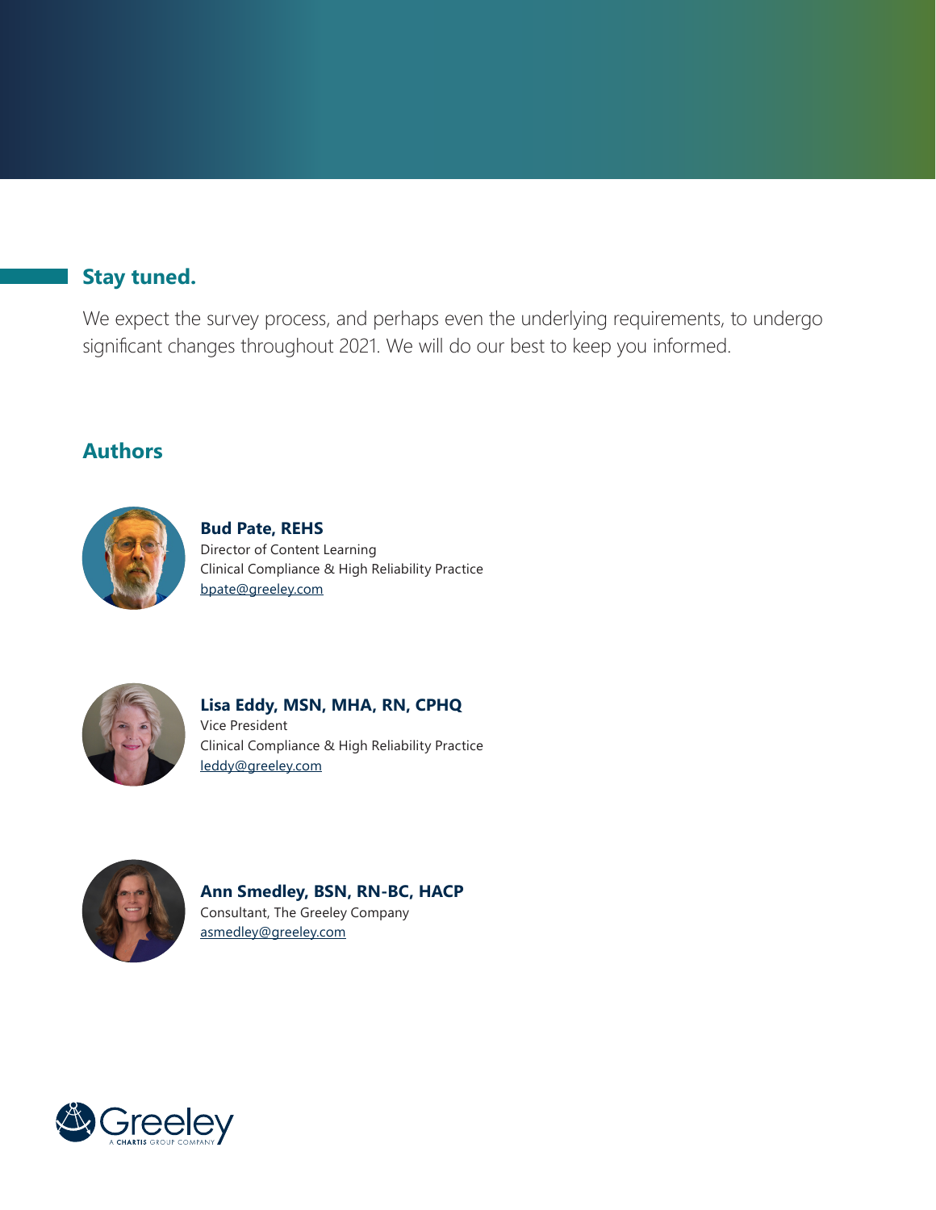## Stay tuned.

We expect the survey process, and perhaps even the underlying requirements, to undergo significant changes throughout 2021. We will do our best to keep you informed.

## Authors

**Bud Pate, REHS**
Director of Content Learning
Clinical Compliance & High Reliability Practice
bpate@greeley.com

**Lisa Eddy, MSN, MHA, RN, CPHQ**
Vice President
Clinical Compliance & High Reliability Practice
leddy@greeley.com

**Ann Smedley, BSN, RN-BC, HACP**
Consultant, The Greeley Company
asmedley@greeley.com

Greeley
A CHARTIS GROUP COMPANY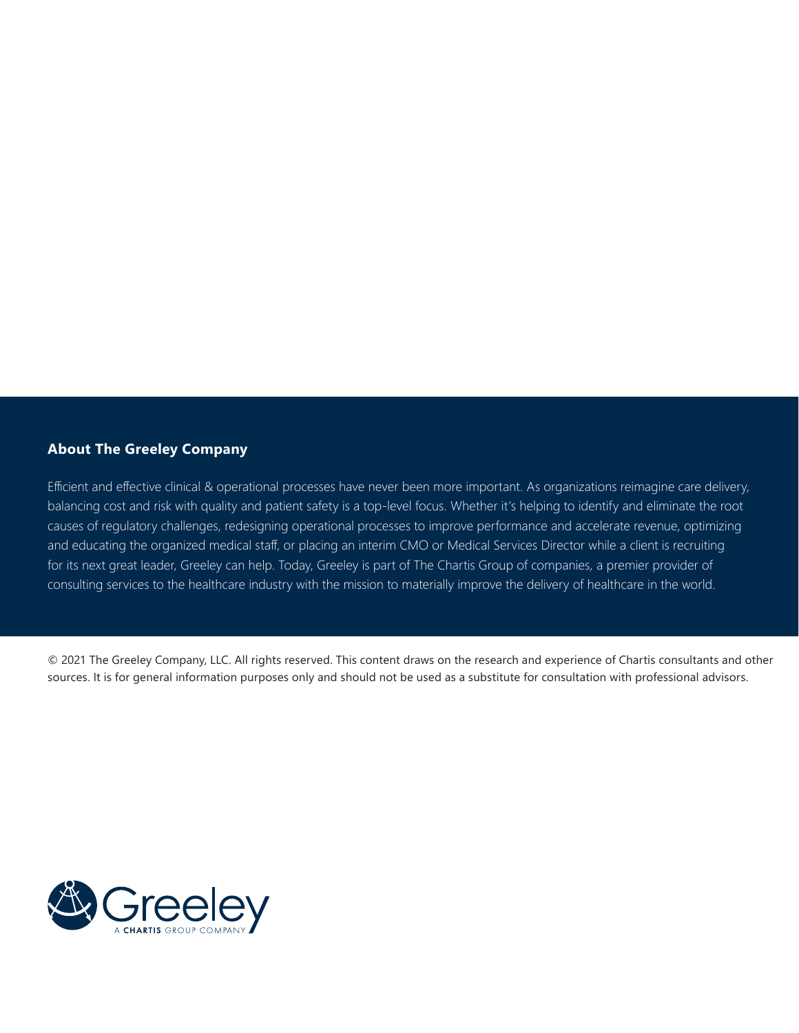## About The Greeley Company

Efficient and effective clinical & operational processes have never been more important. As organizations reimagine care delivery, balancing cost and risk with quality and patient safety is a top-level focus. Whether it's helping to identify and eliminate the root causes of regulatory challenges, redesigning operational processes to improve performance and accelerate revenue, optimizing and educating the organized medical staff, or placing an interim CMO or Medical Services Director while a client is recruiting for its next great leader, Greeley can help. Today, Greeley is part of The Chartis Group of companies, a premier provider of consulting services to the healthcare industry with the mission to materially improve the delivery of healthcare in the world.

© 2021 The Greeley Company, LLC. All rights reserved. This content draws on the research and experience of Chartis consultants and other sources. It is for general information purposes only and should not be used as a substitute for consultation with professional advisors.

Greeley

A CHARTIS GROUP COMPANY